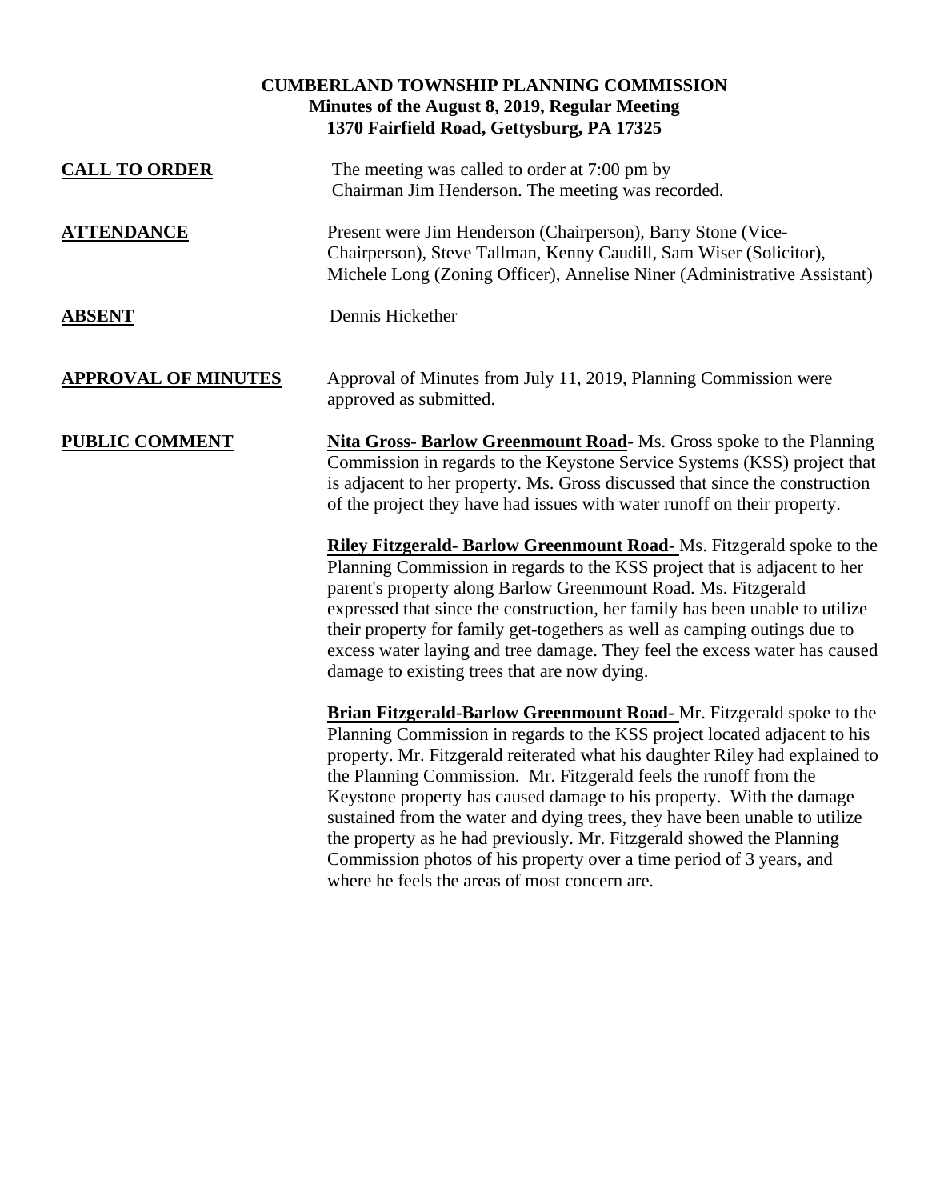**CUMBERLAND TOWNSHIP PLANNING COMMISSION**
**Minutes of the August 8, 2019, Regular Meeting**
**1370 Fairfield Road, Gettysburg, PA 17325**

**CALL TO ORDER**

The meeting was called to order at 7:00 pm by Chairman Jim Henderson. The meeting was recorded.

**ATTENDANCE**

Present were Jim Henderson (Chairperson), Barry Stone (Vice-Chairperson), Steve Tallman, Kenny Caudill, Sam Wiser (Solicitor), Michele Long (Zoning Officer), Annelise Niner (Administrative Assistant)

**ABSENT**

Dennis Hickether

**APPROVAL OF MINUTES**

Approval of Minutes from July 11, 2019, Planning Commission were approved as submitted.

**PUBLIC COMMENT**

**Nita Gross- Barlow Greenmount Road**- Ms. Gross spoke to the Planning Commission in regards to the Keystone Service Systems (KSS) project that is adjacent to her property. Ms. Gross discussed that since the construction of the project they have had issues with water runoff on their property.

**Riley Fitzgerald- Barlow Greenmount Road-** Ms. Fitzgerald spoke to the Planning Commission in regards to the KSS project that is adjacent to her parent's property along Barlow Greenmount Road. Ms. Fitzgerald expressed that since the construction, her family has been unable to utilize their property for family get-togethers as well as camping outings due to excess water laying and tree damage. They feel the excess water has caused damage to existing trees that are now dying.

**Brian Fitzgerald-Barlow Greenmount Road-** Mr. Fitzgerald spoke to the Planning Commission in regards to the KSS project located adjacent to his property. Mr. Fitzgerald reiterated what his daughter Riley had explained to the Planning Commission. Mr. Fitzgerald feels the runoff from the Keystone property has caused damage to his property. With the damage sustained from the water and dying trees, they have been unable to utilize the property as he had previously. Mr. Fitzgerald showed the Planning Commission photos of his property over a time period of 3 years, and where he feels the areas of most concern are.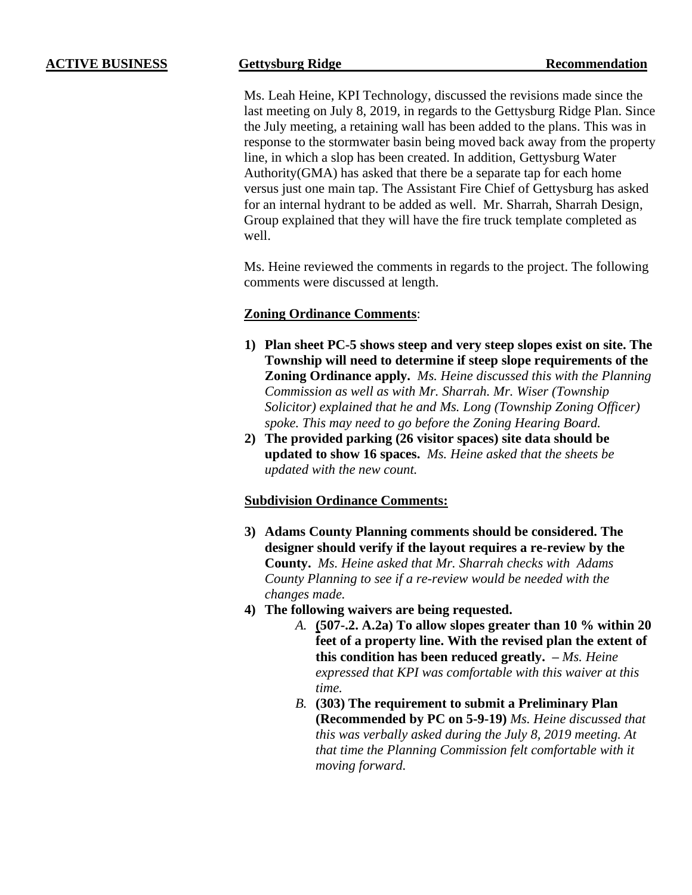**ACTIVE BUSINESS** **Gettysburg Ridge** **Recommendation**

Ms. Leah Heine, KPI Technology, discussed the revisions made since the last meeting on July 8, 2019, in regards to the Gettysburg Ridge Plan. Since the July meeting, a retaining wall has been added to the plans. This was in response to the stormwater basin being moved back away from the property line, in which a slop has been created. In addition, Gettysburg Water Authority(GMA) has asked that there be a separate tap for each home versus just one main tap. The Assistant Fire Chief of Gettysburg has asked for an internal hydrant to be added as well. Mr. Sharrah, Sharrah Design, Group explained that they will have the fire truck template completed as well.

Ms. Heine reviewed the comments in regards to the project. The following comments were discussed at length.

**Zoning Ordinance Comments**:

1) **Plan sheet PC-5 shows steep and very steep slopes exist on site. The Township will need to determine if steep slope requirements of the Zoning Ordinance apply.** *Ms. Heine discussed this with the Planning Commission as well as with Mr. Sharrah. Mr. Wiser (Township Solicitor) explained that he and Ms. Long (Township Zoning Officer) spoke. This may need to go before the Zoning Hearing Board.*
2) **The provided parking (26 visitor spaces) site data should be updated to show 16 spaces.** *Ms. Heine asked that the sheets be updated with the new count.*

**Subdivision Ordinance Comments:**

3) **Adams County Planning comments should be considered. The designer should verify if the layout requires a re-review by the County.** *Ms. Heine asked that Mr. Sharrah checks with Adams County Planning to see if a re-review would be needed with the changes made.*
4) **The following waivers are being requested.**
   - *A.* **(507-.2. A.2a) To allow slopes greater than 10 % within 20 feet of a property line. With the revised plan the extent of this condition has been reduced greatly.** *– Ms. Heine expressed that KPI was comfortable with this waiver at this time.*
   - *B.* **(303) The requirement to submit a Preliminary Plan (Recommended by PC on 5-9-19)** *Ms. Heine discussed that this was verbally asked during the July 8, 2019 meeting. At that time the Planning Commission felt comfortable with it moving forward.*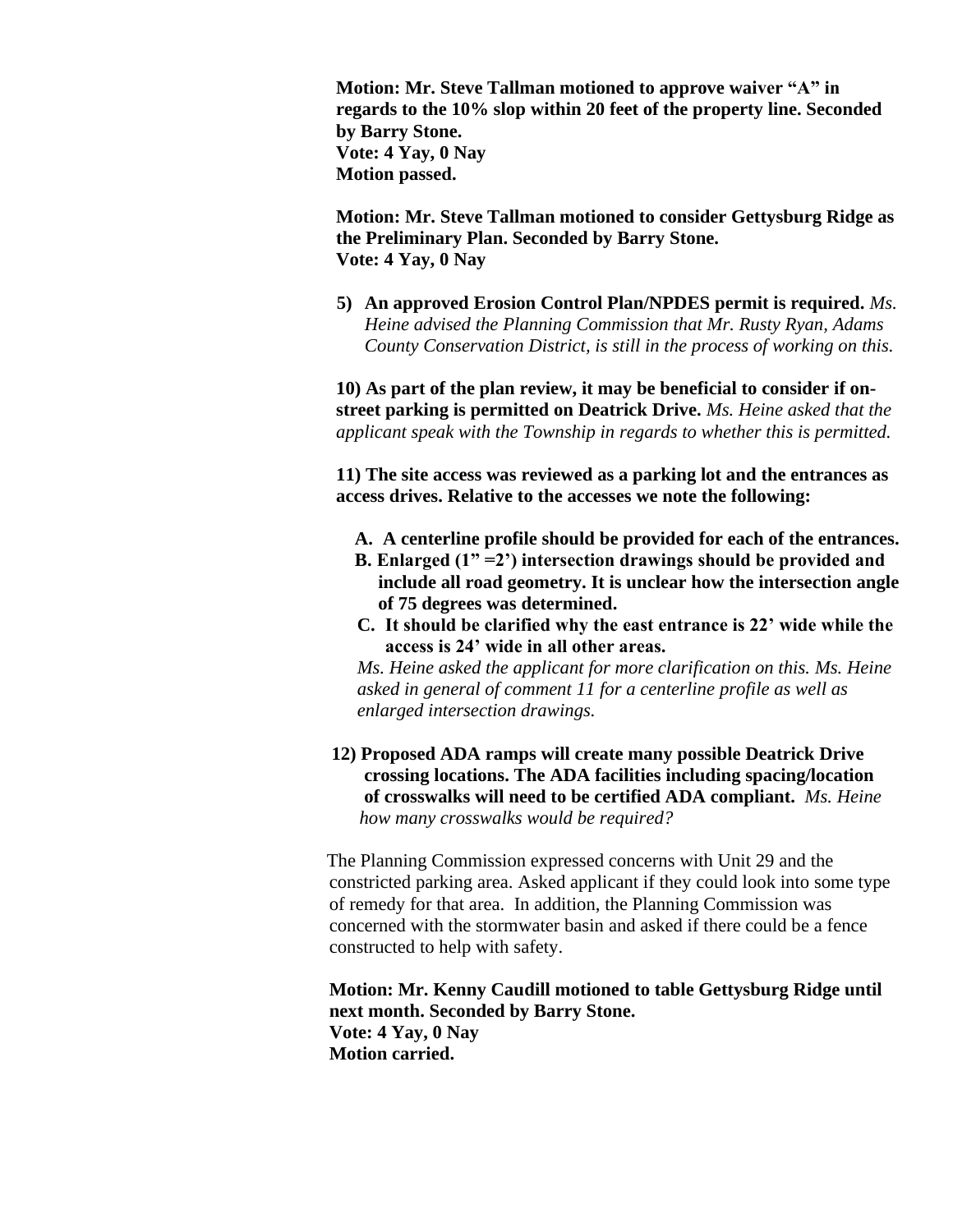**Motion: Mr. Steve Tallman motioned to approve waiver "A" in regards to the 10% slop within 20 feet of the property line. Seconded by Barry Stone.**
**Vote: 4 Yay, 0 Nay**
**Motion passed.**

**Motion: Mr. Steve Tallman motioned to consider Gettysburg Ridge as the Preliminary Plan. Seconded by Barry Stone.**
**Vote: 4 Yay, 0 Nay**

**5) An approved Erosion Control Plan/NPDES permit is required.** *Ms. Heine advised the Planning Commission that Mr. Rusty Ryan, Adams County Conservation District, is still in the process of working on this.*

**10) As part of the plan review, it may be beneficial to consider if on-street parking is permitted on Deatrick Drive.** *Ms. Heine asked that the applicant speak with the Township in regards to whether this is permitted.*

**11) The site access was reviewed as a parking lot and the entrances as access drives. Relative to the accesses we note the following:**

- **A. A centerline profile should be provided for each of the entrances.**
- **B. Enlarged (1" =2') intersection drawings should be provided and include all road geometry. It is unclear how the intersection angle of 75 degrees was determined.**
- **C. It should be clarified why the east entrance is 22' wide while the access is 24' wide in all other areas.**

*Ms. Heine asked the applicant for more clarification on this. Ms. Heine asked in general of comment 11 for a centerline profile as well as enlarged intersection drawings.*

**12) Proposed ADA ramps will create many possible Deatrick Drive crossing locations. The ADA facilities including spacing/location of crosswalks will need to be certified ADA compliant.** *Ms. Heine how many crosswalks would be required?*

The Planning Commission expressed concerns with Unit 29 and the constricted parking area. Asked applicant if they could look into some type of remedy for that area. In addition, the Planning Commission was concerned with the stormwater basin and asked if there could be a fence constructed to help with safety.

**Motion: Mr. Kenny Caudill motioned to table Gettysburg Ridge until next month. Seconded by Barry Stone.**
**Vote: 4 Yay, 0 Nay**
**Motion carried.**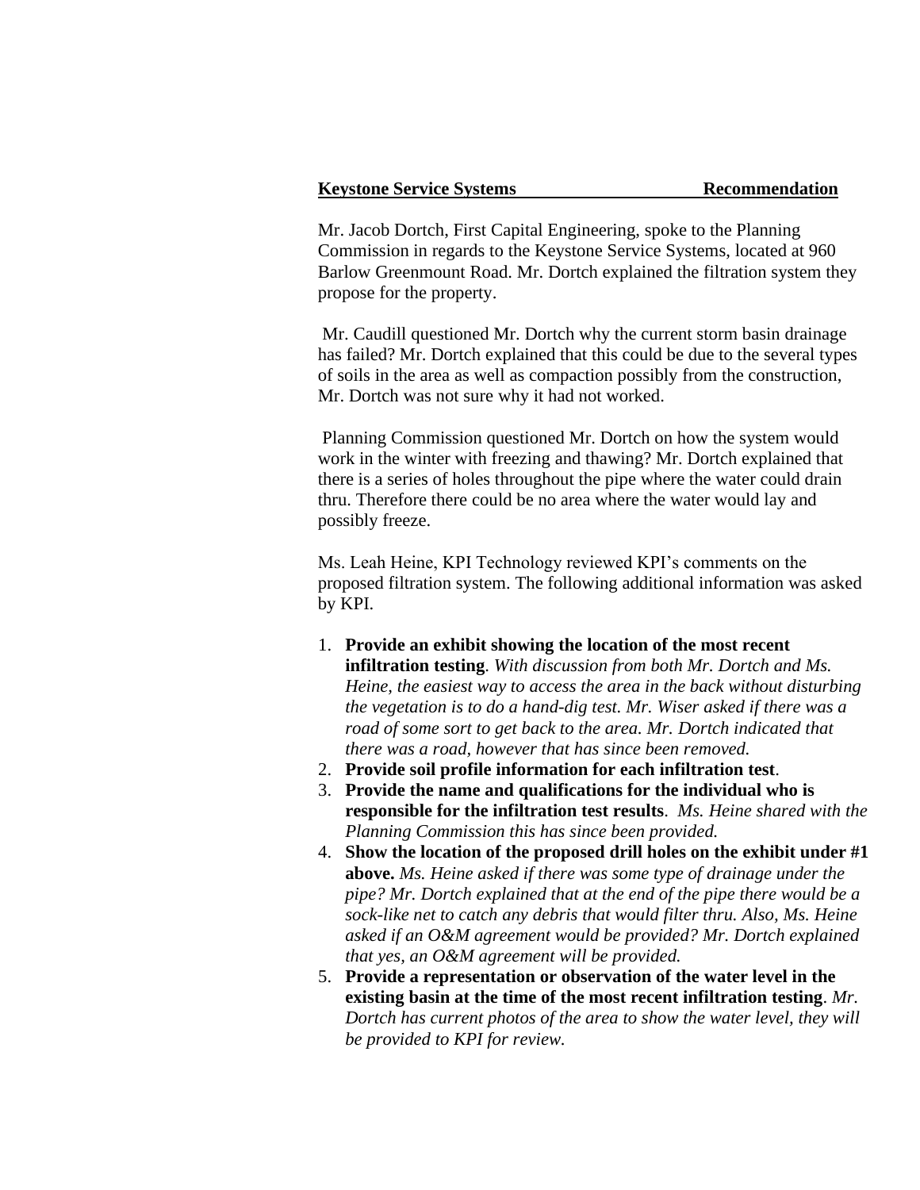**Keystone Service Systems** **Recommendation**

Mr. Jacob Dortch, First Capital Engineering, spoke to the Planning Commission in regards to the Keystone Service Systems, located at 960 Barlow Greenmount Road. Mr. Dortch explained the filtration system they propose for the property.

Mr. Caudill questioned Mr. Dortch why the current storm basin drainage has failed? Mr. Dortch explained that this could be due to the several types of soils in the area as well as compaction possibly from the construction, Mr. Dortch was not sure why it had not worked.

Planning Commission questioned Mr. Dortch on how the system would work in the winter with freezing and thawing? Mr. Dortch explained that there is a series of holes throughout the pipe where the water could drain thru. Therefore there could be no area where the water would lay and possibly freeze.

Ms. Leah Heine, KPI Technology reviewed KPI's comments on the proposed filtration system. The following additional information was asked by KPI.

1. **Provide an exhibit showing the location of the most recent infiltration testing**. *With discussion from both Mr. Dortch and Ms. Heine, the easiest way to access the area in the back without disturbing the vegetation is to do a hand-dig test. Mr. Wiser asked if there was a road of some sort to get back to the area. Mr. Dortch indicated that there was a road, however that has since been removed.*
2. **Provide soil profile information for each infiltration test**.
3. **Provide the name and qualifications for the individual who is responsible for the infiltration test results**. *Ms. Heine shared with the Planning Commission this has since been provided.*
4. **Show the location of the proposed drill holes on the exhibit under #1 above.** *Ms. Heine asked if there was some type of drainage under the pipe? Mr. Dortch explained that at the end of the pipe there would be a sock-like net to catch any debris that would filter thru. Also, Ms. Heine asked if an O&M agreement would be provided? Mr. Dortch explained that yes, an O&M agreement will be provided.*
5. **Provide a representation or observation of the water level in the existing basin at the time of the most recent infiltration testing**. *Mr. Dortch has current photos of the area to show the water level, they will be provided to KPI for review.*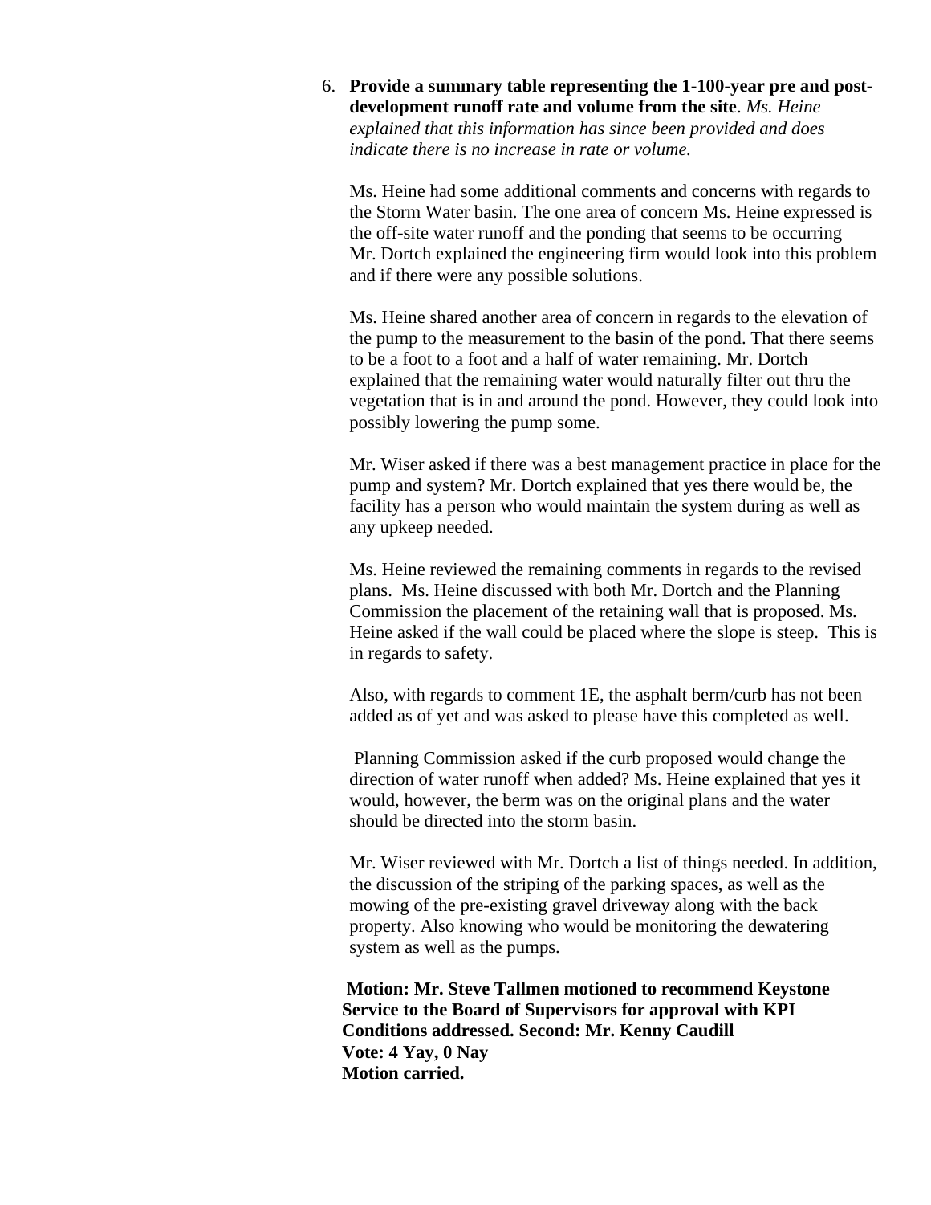6. **Provide a summary table representing the 1-100-year pre and post-development runoff rate and volume from the site**. *Ms. Heine explained that this information has since been provided and does indicate there is no increase in rate or volume.*

   Ms. Heine had some additional comments and concerns with regards to the Storm Water basin. The one area of concern Ms. Heine expressed is the off-site water runoff and the ponding that seems to be occurring Mr. Dortch explained the engineering firm would look into this problem and if there were any possible solutions.

   Ms. Heine shared another area of concern in regards to the elevation of the pump to the measurement to the basin of the pond. That there seems to be a foot to a foot and a half of water remaining. Mr. Dortch explained that the remaining water would naturally filter out thru the vegetation that is in and around the pond. However, they could look into possibly lowering the pump some.

   Mr. Wiser asked if there was a best management practice in place for the pump and system? Mr. Dortch explained that yes there would be, the facility has a person who would maintain the system during as well as any upkeep needed.

   Ms. Heine reviewed the remaining comments in regards to the revised plans. Ms. Heine discussed with both Mr. Dortch and the Planning Commission the placement of the retaining wall that is proposed. Ms. Heine asked if the wall could be placed where the slope is steep. This is in regards to safety.

   Also, with regards to comment 1E, the asphalt berm/curb has not been added as of yet and was asked to please have this completed as well.

   Planning Commission asked if the curb proposed would change the direction of water runoff when added? Ms. Heine explained that yes it would, however, the berm was on the original plans and the water should be directed into the storm basin.

   Mr. Wiser reviewed with Mr. Dortch a list of things needed. In addition, the discussion of the striping of the parking spaces, as well as the mowing of the pre-existing gravel driveway along with the back property. Also knowing who would be monitoring the dewatering system as well as the pumps.

**Motion: Mr. Steve Tallmen motioned to recommend Keystone Service to the Board of Supervisors for approval with KPI Conditions addressed. Second: Mr. Kenny Caudill**
**Vote: 4 Yay, 0 Nay**
**Motion carried.**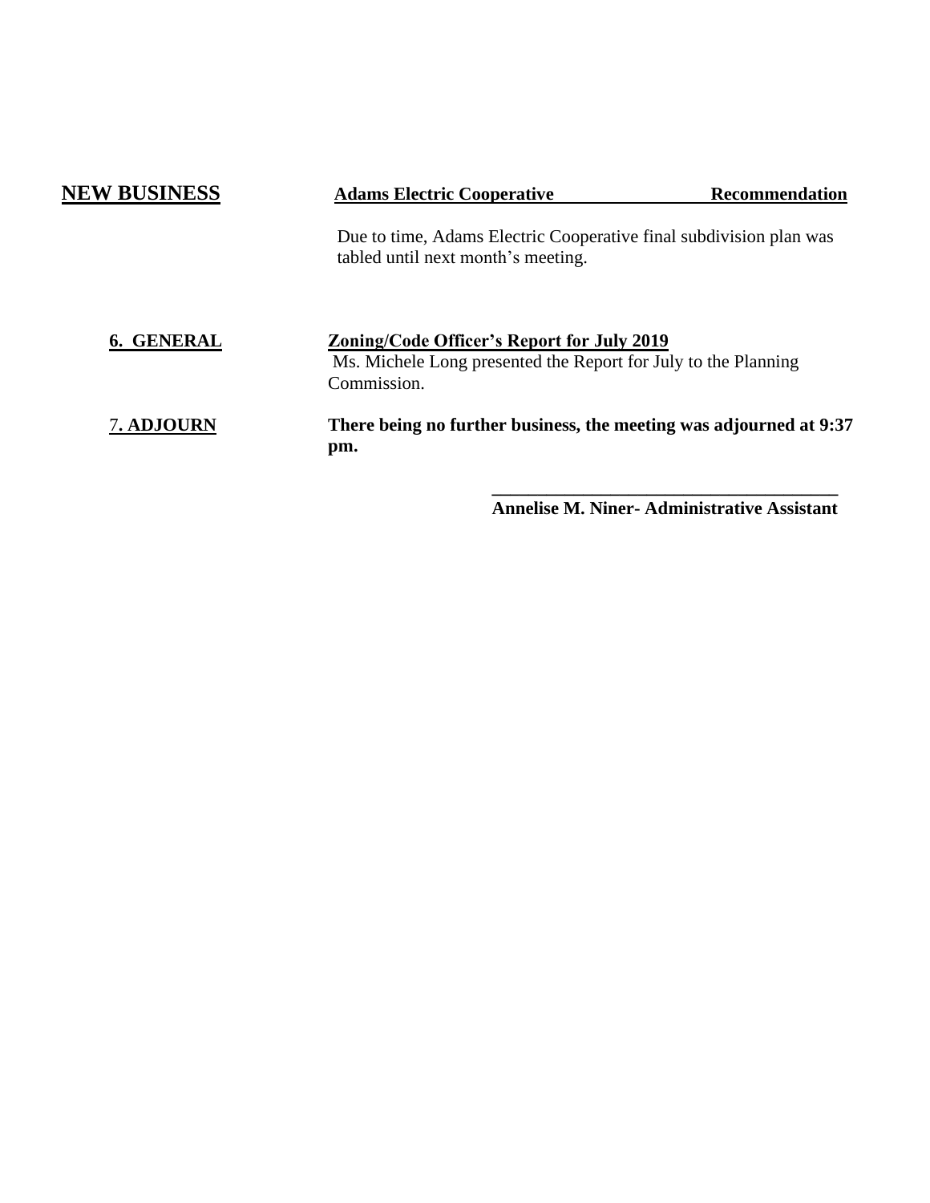**NEW BUSINESS** **Adams Electric Cooperative** **Recommendation**

Due to time, Adams Electric Cooperative final subdivision plan was tabled until next month's meeting.

**6. GENERAL** **Zoning/Code Officer's Report for July 2019**

Ms. Michele Long presented the Report for July to the Planning Commission.

**7. ADJOURN** **There being no further business, the meeting was adjourned at 9:37 pm.**

\_\_\_\_\_\_\_\_\_\_\_\_\_\_\_\_\_\_\_\_\_\_\_\_\_\_\_\_\_\_\_\_\_\_\_\_\_\_

**Annelise M. Niner- Administrative Assistant**